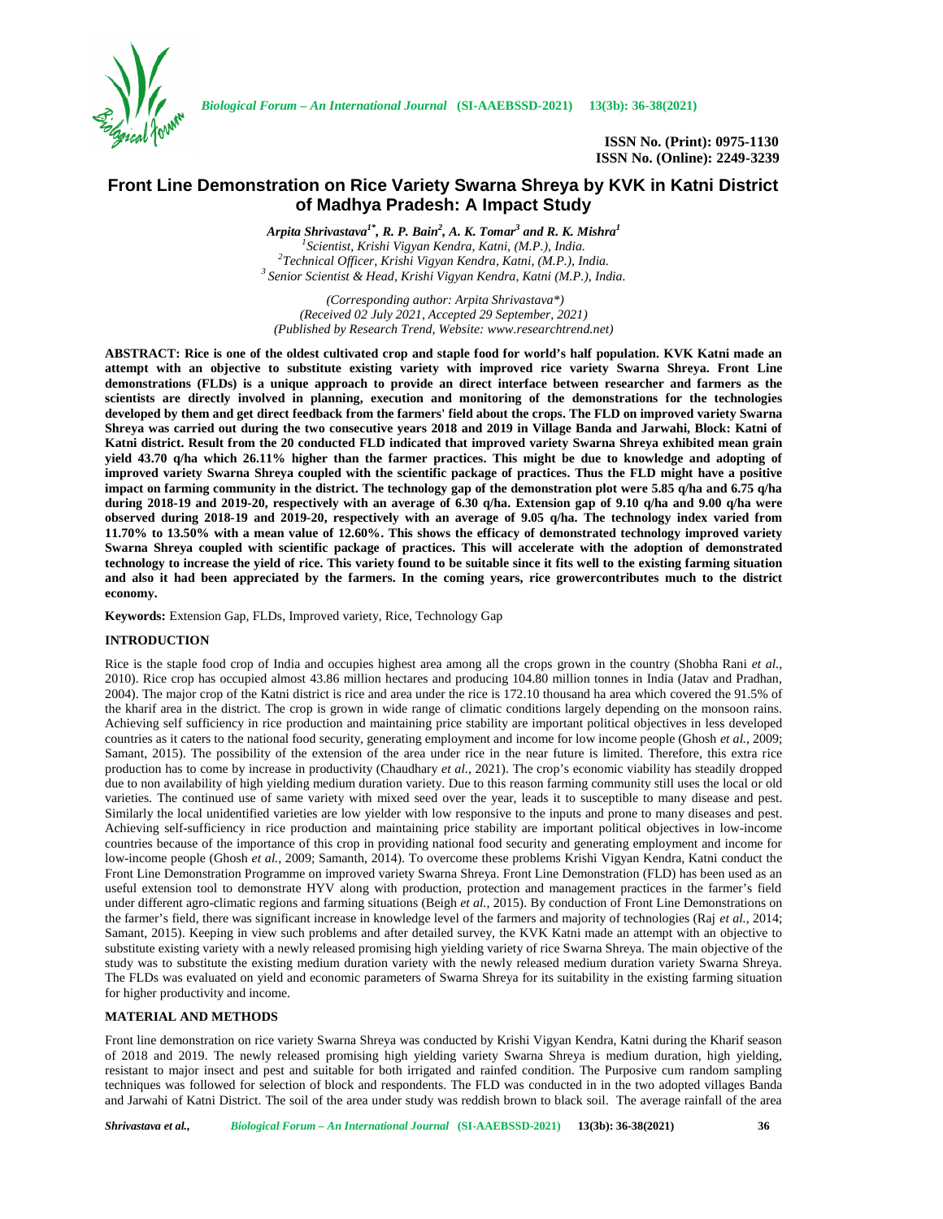# Front Line Demonstration on Rice Variety Swarna Shreya by KVK in Katni District of Madhya Pradesh: A Impact Study

***Arpita Shrivastava[1*], R. P. Bain[2], A. K. Tomar[3] and R. K. Mishra[1]***

[1]*Scientist, Krishi Vigyan Kendra, Katni, (M.P.), India.*
[2]*Technical Officer, Krishi Vigyan Kendra, Katni, (M.P.), India.*
[3] *Senior Scientist & Head, Krishi Vigyan Kendra, Katni (M.P.), India.*

*(Corresponding author: Arpita Shrivastava\*)*
*(Received 02 July 2021, Accepted 29 September, 2021)*
*(Published by Research Trend, Website: www.researchtrend.net)*

**ABSTRACT: Rice is one of the oldest cultivated crop and staple food for world's half population. KVK Katni made an attempt with an objective to substitute existing variety with improved rice variety Swarna Shreya. Front Line demonstrations (FLDs) is a unique approach to provide an direct interface between researcher and farmers as the scientists are directly involved in planning, execution and monitoring of the demonstrations for the technologies developed by them and get direct feedback from the farmers' field about the crops. The FLD on improved variety Swarna Shreya was carried out during the two consecutive years 2018 and 2019 in Village Banda and Jarwahi, Block: Katni of Katni district. Result from the 20 conducted FLD indicated that improved variety Swarna Shreya exhibited mean grain yield 43.70 q/ha which 26.11% higher than the farmer practices. This might be due to knowledge and adopting of improved variety Swarna Shreya coupled with the scientific package of practices. Thus the FLD might have a positive impact on farming community in the district. The technology gap of the demonstration plot were 5.85 q/ha and 6.75 q/ha during 2018-19 and 2019-20, respectively with an average of 6.30 q/ha. Extension gap of 9.10 q/ha and 9.00 q/ha were observed during 2018-19 and 2019-20, respectively with an average of 9.05 q/ha. The technology index varied from 11.70% to 13.50% with a mean value of 12.60%. This shows the efficacy of demonstrated technology improved variety Swarna Shreya coupled with scientific package of practices. This will accelerate with the adoption of demonstrated technology to increase the yield of rice. This variety found to be suitable since it fits well to the existing farming situation and also it had been appreciated by the farmers. In the coming years, rice growercontributes much to the district economy.**

**Keywords:** Extension Gap, FLDs, Improved variety, Rice, Technology Gap

## INTRODUCTION

Rice is the staple food crop of India and occupies highest area among all the crops grown in the country (Shobha Rani *et al.*, 2010). Rice crop has occupied almost 43.86 million hectares and producing 104.80 million tonnes in India (Jatav and Pradhan, 2004). The major crop of the Katni district is rice and area under the rice is 172.10 thousand ha area which covered the 91.5% of the kharif area in the district. The crop is grown in wide range of climatic conditions largely depending on the monsoon rains. Achieving self sufficiency in rice production and maintaining price stability are important political objectives in less developed countries as it caters to the national food security, generating employment and income for low income people (Ghosh *et al.,* 2009; Samant, 2015). The possibility of the extension of the area under rice in the near future is limited. Therefore, this extra rice production has to come by increase in productivity (Chaudhary *et al.,* 2021). The crop's economic viability has steadily dropped due to non availability of high yielding medium duration variety. Due to this reason farming community still uses the local or old varieties. The continued use of same variety with mixed seed over the year, leads it to susceptible to many disease and pest. Similarly the local unidentified varieties are low yielder with low responsive to the inputs and prone to many diseases and pest. Achieving self-sufficiency in rice production and maintaining price stability are important political objectives in low-income countries because of the importance of this crop in providing national food security and generating employment and income for low-income people (Ghosh *et al.,* 2009; Samanth, 2014). To overcome these problems Krishi Vigyan Kendra, Katni conduct the Front Line Demonstration Programme on improved variety Swarna Shreya. Front Line Demonstration (FLD) has been used as an useful extension tool to demonstrate HYV along with production, protection and management practices in the farmer's field under different agro-climatic regions and farming situations (Beigh *et al.,* 2015). By conduction of Front Line Demonstrations on the farmer's field, there was significant increase in knowledge level of the farmers and majority of technologies (Raj *et al.,* 2014; Samant, 2015). Keeping in view such problems and after detailed survey, the KVK Katni made an attempt with an objective to substitute existing variety with a newly released promising high yielding variety of rice Swarna Shreya. The main objective of the study was to substitute the existing medium duration variety with the newly released medium duration variety Swarna Shreya. The FLDs was evaluated on yield and economic parameters of Swarna Shreya for its suitability in the existing farming situation for higher productivity and income.

## MATERIAL AND METHODS

Front line demonstration on rice variety Swarna Shreya was conducted by Krishi Vigyan Kendra, Katni during the Kharif season of 2018 and 2019. The newly released promising high yielding variety Swarna Shreya is medium duration, high yielding, resistant to major insect and pest and suitable for both irrigated and rainfed condition. The Purposive cum random sampling techniques was followed for selection of block and respondents. The FLD was conducted in in the two adopted villages Banda and Jarwahi of Katni District. The soil of the area under study was reddish brown to black soil. The average rainfall of the area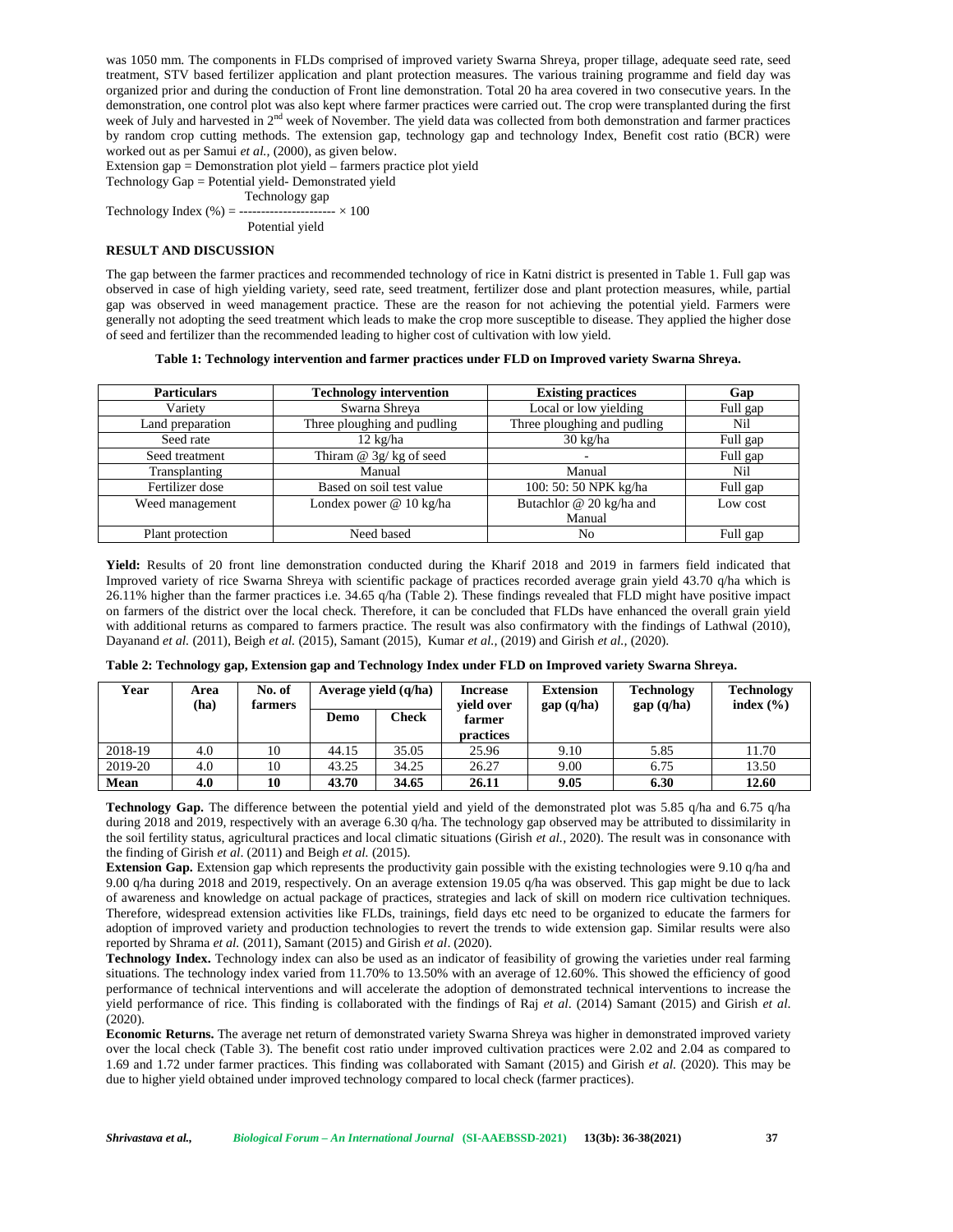was 1050 mm. The components in FLDs comprised of improved variety Swarna Shreya, proper tillage, adequate seed rate, seed treatment, STV based fertilizer application and plant protection measures. The various training programme and field day was organized prior and during the conduction of Front line demonstration. Total 20 ha area covered in two consecutive years. In the demonstration, one control plot was also kept where farmer practices were carried out. The crop were transplanted during the first week of July and harvested in 2nd week of November. The yield data was collected from both demonstration and farmer practices by random crop cutting methods. The extension gap, technology gap and technology Index, Benefit cost ratio (BCR) were worked out as per Samui *et al.,* (2000), as given below.

Extension gap = Demonstration plot yield – farmers practice plot yield

Technology Gap = Potential yield- Demonstrated yield

$$\text{Technology Index (\%)} = \frac{\text{Technology gap}}{\text{Potential yield}} \times 100$$

## RESULT AND DISCUSSION

The gap between the farmer practices and recommended technology of rice in Katni district is presented in Table 1. Full gap was observed in case of high yielding variety, seed rate, seed treatment, fertilizer dose and plant protection measures, while, partial gap was observed in weed management practice. These are the reason for not achieving the potential yield. Farmers were generally not adopting the seed treatment which leads to make the crop more susceptible to disease. They applied the higher dose of seed and fertilizer than the recommended leading to higher cost of cultivation with low yield.

**Table 1: Technology intervention and farmer practices under FLD on Improved variety Swarna Shreya.**

| Particulars | Technology intervention | Existing practices | Gap |
|---|---|---|---|
| Variety | Swarna Shreya | Local or low yielding | Full gap |
| Land preparation | Three ploughing and pudling | Three ploughing and pudling | Nil |
| Seed rate | 12 kg/ha | 30 kg/ha | Full gap |
| Seed treatment | Thiram @ 3g/ kg of seed | - | Full gap |
| Transplanting | Manual | Manual | Nil |
| Fertilizer dose | Based on soil test value | 100: 50: 50 NPK kg/ha | Full gap |
| Weed management | Londex power @ 10 kg/ha | Butachlor @ 20 kg/ha and Manual | Low cost |
| Plant protection | Need based | No | Full gap |

**Yield:** Results of 20 front line demonstration conducted during the Kharif 2018 and 2019 in farmers field indicated that Improved variety of rice Swarna Shreya with scientific package of practices recorded average grain yield 43.70 q/ha which is 26.11% higher than the farmer practices i.e. 34.65 q/ha (Table 2). These findings revealed that FLD might have positive impact on farmers of the district over the local check. Therefore, it can be concluded that FLDs have enhanced the overall grain yield with additional returns as compared to farmers practice. The result was also confirmatory with the findings of Lathwal (2010), Dayanand *et al.* (2011), Beigh *et al.* (2015), Samant (2015), Kumar *et al.,* (2019) and Girish *et al.,* (2020).

**Table 2: Technology gap, Extension gap and Technology Index under FLD on Improved variety Swarna Shreya.**

| Year | Area (ha) | No. of farmers | Average yield (q/ha) | | Increase yield over farmer practices | Extension gap (q/ha) | Technology gap (q/ha) | Technology index (%) |
|---|---|---|---|---|---|---|---|---|
| | | | Demo | Check | | | | |
| 2018-19 | 4.0 | 10 | 44.15 | 35.05 | 25.96 | 9.10 | 5.85 | 11.70 |
| 2019-20 | 4.0 | 10 | 43.25 | 34.25 | 26.27 | 9.00 | 6.75 | 13.50 |
| **Mean** | **4.0** | **10** | **43.70** | **34.65** | **26.11** | **9.05** | **6.30** | **12.60** |

**Technology Gap.** The difference between the potential yield and yield of the demonstrated plot was 5.85 q/ha and 6.75 q/ha during 2018 and 2019, respectively with an average 6.30 q/ha. The technology gap observed may be attributed to dissimilarity in the soil fertility status, agricultural practices and local climatic situations (Girish *et al.,* 2020). The result was in consonance with the finding of Girish *et al*. (2011) and Beigh *et al.* (2015).

**Extension Gap.** Extension gap which represents the productivity gain possible with the existing technologies were 9.10 q/ha and 9.00 q/ha during 2018 and 2019, respectively. On an average extension 19.05 q/ha was observed. This gap might be due to lack of awareness and knowledge on actual package of practices, strategies and lack of skill on modern rice cultivation techniques. Therefore, widespread extension activities like FLDs, trainings, field days etc need to be organized to educate the farmers for adoption of improved variety and production technologies to revert the trends to wide extension gap. Similar results were also reported by Shrama *et al.* (2011), Samant (2015) and Girish *et al*. (2020).

**Technology Index.** Technology index can also be used as an indicator of feasibility of growing the varieties under real farming situations. The technology index varied from 11.70% to 13.50% with an average of 12.60%. This showed the efficiency of good performance of technical interventions and will accelerate the adoption of demonstrated technical interventions to increase the yield performance of rice. This finding is collaborated with the findings of Raj *et al*. (2014) Samant (2015) and Girish *et al*. (2020).

**Economic Returns.** The average net return of demonstrated variety Swarna Shreya was higher in demonstrated improved variety over the local check (Table 3). The benefit cost ratio under improved cultivation practices were 2.02 and 2.04 as compared to 1.69 and 1.72 under farmer practices. This finding was collaborated with Samant (2015) and Girish *et al.* (2020). This may be due to higher yield obtained under improved technology compared to local check (farmer practices).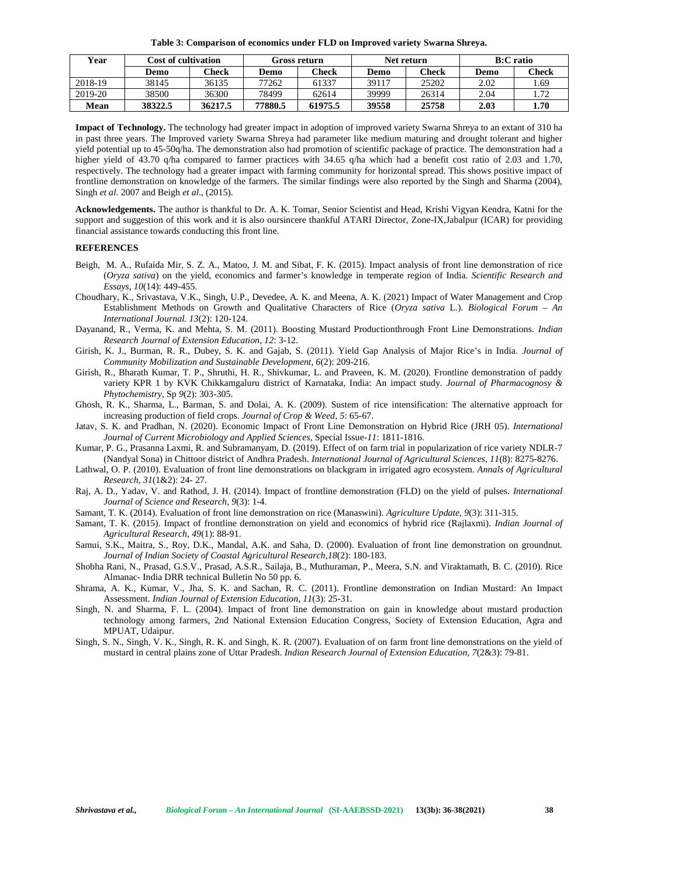**Table 3: Comparison of economics under FLD on Improved variety Swarna Shreya.**

| Year | Cost of cultivation | | Gross return | | Net return | | B:C ratio | |
|---|---|---|---|---|---|---|---|---|
| | Demo | Check | Demo | Check | Demo | Check | Demo | Check |
| 2018-19 | 38145 | 36135 | 77262 | 61337 | 39117 | 25202 | 2.02 | 1.69 |
| 2019-20 | 38500 | 36300 | 78499 | 62614 | 39999 | 26314 | 2.04 | 1.72 |
| **Mean** | **38322.5** | **36217.5** | **77880.5** | **61975.5** | **39558** | **25758** | **2.03** | **1.70** |

**Impact of Technology.** The technology had greater impact in adoption of improved variety Swarna Shreya to an extant of 310 ha in past three years. The Improved variety Swarna Shreya had parameter like medium maturing and drought tolerant and higher yield potential up to 45-50q/ha. The demonstration also had promotion of scientific package of practice. The demonstration had a higher yield of 43.70 q/ha compared to farmer practices with 34.65 q/ha which had a benefit cost ratio of 2.03 and 1.70, respectively. The technology had a greater impact with farming community for horizontal spread. This shows positive impact of frontline demonstration on knowledge of the farmers. The similar findings were also reported by the Singh and Sharma (2004), Singh *et al.* 2007 and Beigh *et al*., (2015).

**Acknowledgements.** The author is thankful to Dr. A. K. Tomar, Senior Scientist and Head, Krishi Vigyan Kendra, Katni for the support and suggestion of this work and it is also oursincere thankful ATARI Director, Zone-IX,Jabalpur (ICAR) for providing financial assistance towards conducting this front line.

## REFERENCES

Beigh, M. A., Rufaida Mir, S. Z. A., Matoo, J. M. and Sibat, F. K. (2015). Impact analysis of front line demonstration of rice (*Oryza sativa*) on the yield, economics and farmer's knowledge in temperate region of India. *Scientific Research and Essays*, *10*(14): 449-455.

Choudhary, K., Srivastava, V.K., Singh, U.P., Devedee, A. K. and Meena, A. K. (2021) Impact of Water Management and Crop Establishment Methods on Growth and Qualitative Characters of Rice (*Oryza sativa* L.). *Biological Forum – An International Journal. 13*(2): 120-124.

Dayanand, R., Verma, K. and Mehta, S. M. (2011). Boosting Mustard Productionthrough Front Line Demonstrations. *Indian Research Journal of Extension Education*, *12*: 3-12.

Girish, K. J., Burman, R. R., Dubey, S. K. and Gajab, S. (2011). Yield Gap Analysis of Major Rice's in India. *Journal of Community Mobilization and Sustainable Development*, *6*(2): 209-216.

Girish, R., Bharath Kumar, T. P., Shruthi, H. R., Shivkumar, L. and Praveen, K. M. (2020). Frontline demonstration of paddy variety KPR 1 by KVK Chikkamgaluru district of Karnataka, India: An impact study. *Journal of Pharmacognosy & Phytochemistry*, Sp *9*(2): 303-305.

Ghosh, R. K., Sharma, L., Barman, S. and Dolai, A. K. (2009). Sustem of rice intensification: The alternative approach for increasing production of field crops. *Journal of Crop & Weed*, *5*: 65-67.

Jatav, S. K. and Pradhan, N. (2020). Economic Impact of Front Line Demonstration on Hybrid Rice (JRH 05). *International Journal of Current Microbiology and Applied Sciences*, Special Issue-*11*: 1811-1816.

Kumar, P. G., Prasanna Laxmi, R. and Subramanyam, D. (2019). Effect of on farm trial in popularization of rice variety NDLR-7 (Nandyal Sona) in Chittoor district of Andhra Pradesh. *International Journal of Agricultural Sciences*, *11*(8): 8275-8276.

Lathwal, O. P. (2010). Evaluation of front line demonstrations on blackgram in irrigated agro ecosystem. *Annals of Agricultural Research*, *31*(1&2): 24- 27.

Raj, A. D., Yadav, V. and Rathod, J. H. (2014). Impact of frontline demonstration (FLD) on the yield of pulses. *International Journal of Science and Research, 9*(3): 1-4.

Samant, T. K. (2014). Evaluation of front line demonstration on rice (Manaswini). *Agriculture Update*, *9*(3): 311-315.

Samant, T. K. (2015). Impact of frontline demonstration on yield and economics of hybrid rice (Rajlaxmi). *Indian Journal of Agricultural Research*, *49*(1): 88-91.

Samui, S.K., Maitra, S., Roy, D.K., Mandal, A.K. and Saha, D. (2000). Evaluation of front line demonstration on groundnut. *Journal of Indian Society of Coastal Agricultural Research,18*(2): 180-183.

Shobha Rani, N., Prasad, G.S.V., Prasad, A.S.R., Sailaja, B., Muthuraman, P., Meera, S.N. and Viraktamath, B. C. (2010). Rice Almanac- India DRR technical Bulletin No 50 pp. 6.

Shrama, A. K., Kumar, V., Jha, S. K. and Sachan, R. C. (2011). Frontline demonstration on Indian Mustard: An Impact Assessment. *Indian Journal of Extension Education*, *11*(3): 25-31.

Singh, N. and Sharma, F. L. (2004). Impact of front line demonstration on gain in knowledge about mustard production technology among farmers, 2nd National Extension Education Congress, Society of Extension Education, Agra and MPUAT, Udaipur.

Singh, S. N., Singh, V. K., Singh, R. K. and Singh, K. R. (2007). Evaluation of on farm front line demonstrations on the yield of mustard in central plains zone of Uttar Pradesh. *Indian Research Journal of Extension Education*, *7*(2&3): 79-81.